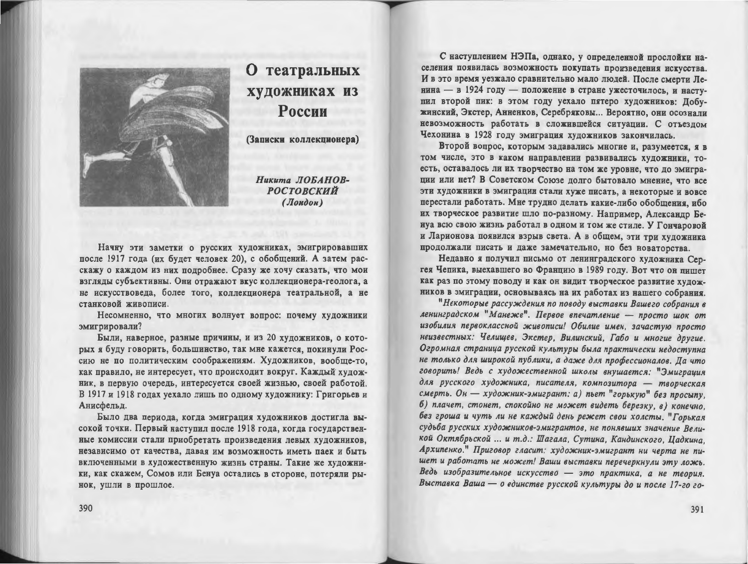# О театральных художниках из России

**(Записки коллекционера)**

***Никита ЛОБАНОВ-РОСТОВСКИЙ (Лондон)***

Начну эти заметки о русских художниках, эмигрировавших после 1917 года (их будет человек 20), с обобщений. А затем расскажу о каждом из них подробнее. Сразу же хочу сказать, что мои взгляды субъективны. Они отражают вкус коллекционера-геолога, а не искусствоведа, более того, коллекционера театральной, а не станковой живописи.

Несомненно, что многих волнует вопрос: почему художники эмигрировали?

Были, наверное, разные причины, и из 20 художников, о которых я буду говорить, большинство, так мне кажется, покинули Россию не по политическим соображениям. Художников, вообще-то, как правило, не интересует, что происходит вокруг. Каждый художник, в первую очередь, интересуется своей жизнью, своей работой. В 1917 и 1918 годах уехало лишь по одному художнику: Григорьев и Анисфельд.

Было два периода, когда эмиграция художников достигла высокой точки. Первый наступил после 1918 года, когда государственные комиссии стали приобретать произведения левых художников, независимо от качества, давая им возможность иметь паек и быть включенными в художественную жизнь страны. Такие же художники, как скажем, Сомов или Бенуа остались в стороне, потеряли рынок, ушли в прошлое.

С наступлением НЭПа, однако, у определенной прослойки населения появилась возможность покупать произведения искусства. И в это время уезжало сравнительно мало людей. После смерти Ленина — в 1924 году — положение в стране ужесточилось, и наступил второй пик: в этом году уехало пятеро художников: Добужинский, Экстер, Анненков, Серебряковы... Вероятно, они осознали невозможность работать в сложившейся ситуации. С отъездом Чехонина в 1928 году эмиграция художников закончилась.

Второй вопрос, которым задавались многие и, разумеется, я в том числе, это в каком направлении развивались художники, то-есть, оставалось ли их творчество на том же уровне, что до эмиграции или нет? В Советском Союзе долго бытовало мнение, что все эти художники в эмиграции стали хуже писать, а некоторые и вовсе перестали работать. Мне трудно делать какие-либо обобщения, ибо их творческое развитие шло по-разному. Например, Александр Бенуа всю свою жизнь работал в одном и том же стиле. У Гончаровой и Ларионова появился взрыв света. А в общем, эти три художника продолжали писать и даже замечательно, но без новаторства.

Недавно я получил письмо от ленинградского художника Сергея Чепика, выехавшего во Францию в 1989 году. Вот что он пишет как раз по этому поводу и как он видит творческое развитие художников в эмиграции, основываясь на их работах из нашего собрания.

*"Некоторые рассуждения по поводу выставки Вашего собрания в ленинградском "Манеже". Первое впечатление — просто шок от изобилия первоклассной живописи! Обилие имен, зачастую просто неизвестных: Челищев, Экстер, Вилинский, Габо и многие другие. Огромная страница русской культуры была практически недоступна не только для широкой публики, а даже для профессионалов. Да что говорить! Ведь с художественной школы внушается: "Эмиграция для русского художника, писателя, композитора — творческая смерть. Он — художник-эмигрант: а) пьет "горькую" без просыпу, б) плачет, стонет, спокойно не может видеть березку, в) конечно, без гроша и чуть ли не каждый день режет свои холсты. "Горькая судьба русских художников-эмигрантов, не понявших значение Великой Октябрьской ... и т.д.: Шагала, Сутина, Кандинского, Цадкина, Архипенко." Приговор гласит: художник-эмигрант ни черта не пишет и работать не может! Ваши выставки перечеркнули эту ложь. Ведь изобразительное искусство — это практика, а не теория. Выставка Ваша — о единстве русской культуры до и после 17-го го-*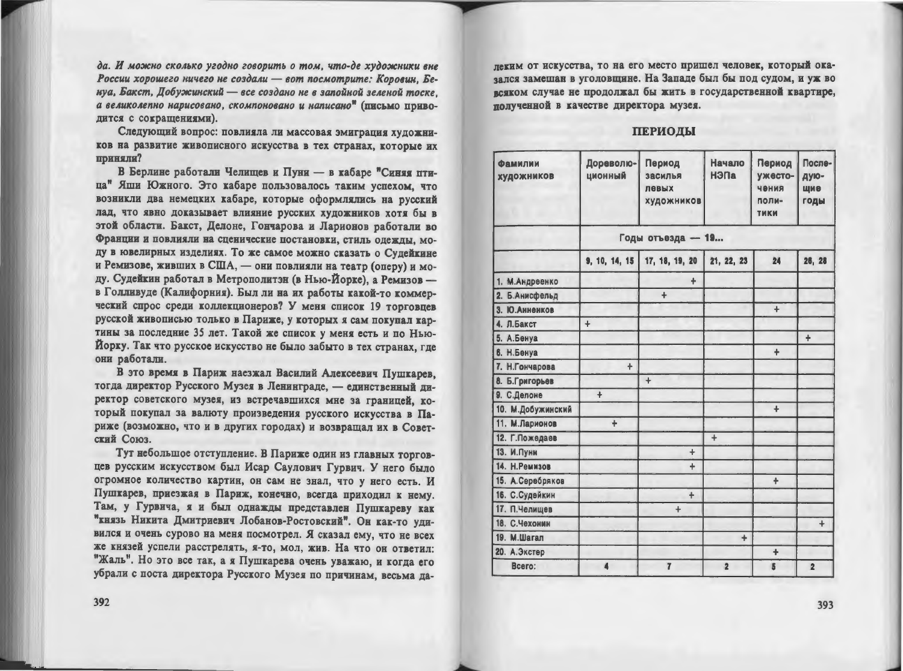*да. И можно сколько угодно говорить о том, что-де художники вне России хорошего ничего не создали — вот посмотрите: Коровин, Бенуа, Бакст, Добужинский — все создано не в запойной зеленой тоске, а великолепно нарисовано, скомпоновано и написано*" (письмо приводится с сокращениями).

Следующий вопрос: повлияла ли массовая эмиграция художников на развитие живописного искусства в тех странах, которые их приняли?

В Берлине работали Челищев и Пуни — в кабаре "Синяя птица" Яши Южного. Это кабаре пользовалось таким успехом, что возникли два немецких кабаре, которые оформлялись на русский лад, что явно доказывает влияние русских художников хотя бы в этой области. Бакст, Делоне, Гончарова и Ларионов работали во Франции и повлияли на сценические постановки, стиль одежды, моду в ювелирных изделиях. То же самое можно сказать о Судейкине и Ремизове, живших в США, — они повлияли на театр (оперу) и моду. Судейкин работал в Метрополитэн (в Нью-Йорке), а Ремизов — в Голливуде (Калифорния). Был ли на их работы какой-то коммерческий спрос среди коллекционеров? У меня список 19 торговцев русской живописью только в Париже, у которых я сам покупал картины за последние 35 лет. Такой же список у меня есть и по Нью-Йорку. Так что русское искусство не было забыто в тех странах, где они работали.

В это время в Париж наезжал Василий Алексеевич Пушкарев, тогда директор Русского Музея в Ленинграде, — единственный директор советского музея, из встречавшихся мне за границей, который покупал за валюту произведения русского искусства в Париже (возможно, что и в других городах) и возвращал их в Советский Союз.

Тут небольшое отступление. В Париже один из главных торговцев русским искусством был Исар Саулович Гурвич. У него было огромное количество картин, он сам не знал, что у него есть. И Пушкарев, приезжая в Париж, конечно, всегда приходил к нему. Там, у Гурвича, я и был однажды представлен Пушкареву как "князь Никита Дмитриевич Лобанов-Ростовский". Он как-то удивился и очень сурово на меня посмотрел. Я сказал ему, что не всех же князей успели расстрелять, я-то, мол, жив. На что он ответил: "Жаль". Но это все так, а я Пушкарева очень уважаю, и когда его убрали с поста директора Русского Музея по причинам, весьма далеким от искусства, то на его место пришел человек, который оказался замешан в уголовщине. На Западе был бы под судом, и уж во всяком случае не продолжал бы жить в государственной квартире, полученной в качестве директора музея.

## ПЕРИОДЫ

| Фамилии художников | Дореволюционный | Период засилья левых художников | Начало НЭПа | Период ужесточения политики | Последующие годы |
|---|---|---|---|---|---|
| | Годы отъезда — 19... | | | | |
| | 9, 10, 14, 15 | 17, 18, 19, 20 | 21, 22, 23 | 24 | 26, 28 |
| 1. М.Андреенко | | + | | | |
| 2. Б.Анисфельд | | + | | | |
| 3. Ю.Анненков | | | | + | |
| 4. Л.Бакст | + | | | | |
| 5. А.Бенуа | | | | | + |
| 6. Н.Бенуа | | | | + | |
| 7. Н.Гончарова | + | | | | |
| 8. Б.Григорьев | | + | | | |
| 9. С.Делоне | + | | | | |
| 10. М.Добужинский | | | | + | |
| 11. М.Ларионов | + | | | | |
| 12. Г.Пожедаев | | | + | | |
| 13. И.Пуни | | + | | | |
| 14. Н.Ремизов | | + | | | |
| 15. А.Серебряков | | | | + | |
| 16. С.Судейкин | | + | | | |
| 17. П.Челищев | | + | | | |
| 18. С.Чехонин | | | | | + |
| 19. М.Шагал | | | + | | |
| 20. А.Экстер | | | | + | |
| Всего: | 4 | 7 | 2 | 5 | 2 |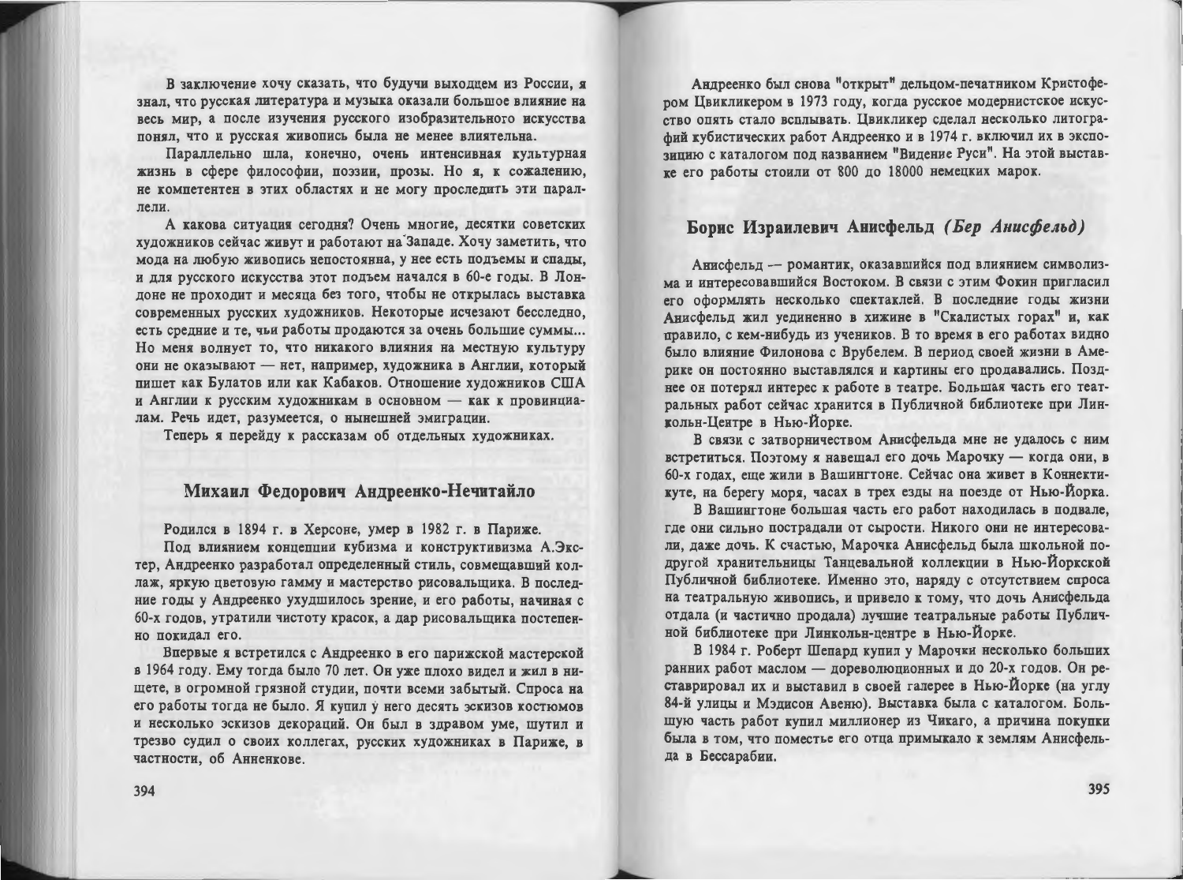В заключение хочу сказать, что будучи выходцем из России, я знал, что русская литература и музыка оказали большое влияние на весь мир, а после изучения русского изобразительного искусства понял, что и русская живопись была не менее влиятельна.

Параллельно шла, конечно, очень интенсивная культурная жизнь в сфере философии, поэзии, прозы. Но я, к сожалению, не компетентен в этих областях и не могу проследить эти параллели.

А какова ситуация сегодня? Очень многие, десятки советских художников сейчас живут и работают на Западе. Хочу заметить, что мода на любую живопись непостоянна, у нее есть подъемы и спады, и для русского искусства этот подъем начался в 60-е годы. В Лондоне не проходит и месяца без того, чтобы не открылась выставка современных русских художников. Некоторые исчезают бесследно, есть средние и те, чьи работы продаются за очень большие суммы... Но меня волнует то, что никакого влияния на местную культуру они не оказывают — нет, например, художника в Англии, который пишет как Булатов или как Кабаков. Отношение художников США и Англии к русским художникам в основном — как к провинциалам. Речь идет, разумеется, о нынешней эмиграции.

Теперь я перейду к рассказам об отдельных художниках.

## Михаил Федорович Андреенко-Нечитайло

Родился в 1894 г. в Херсоне, умер в 1982 г. в Париже.

Под влиянием концепции кубизма и конструктивизма А.Экстер, Андреенко разработал определенный стиль, совмещавший коллаж, яркую цветовую гамму и мастерство рисовальщика. В последние годы у Андреенко ухудшилось зрение, и его работы, начиная с 60-х годов, утратили чистоту красок, а дар рисовальщика постепенно покидал его.

Впервые я встретился с Андреенко в его парижской мастерской в 1964 году. Ему тогда было 70 лет. Он уже плохо видел и жил в нищете, в огромной грязной студии, почти всеми забытый. Спроса на его работы тогда не было. Я купил у него десять эскизов костюмов и несколько эскизов декораций. Он был в здравом уме, шутил и трезво судил о своих коллегах, русских художниках в Париже, в частности, об Анненкове.

Андреенко был снова "открыт" дельцом-печатником Кристофером Цвикликером в 1973 году, когда русское модернистское искусство опять стало всплывать. Цвикликер сделал несколько литографий кубистических работ Андреенко и в 1974 г. включил их в экспозицию с каталогом под названием "Видение Руси". На этой выставке его работы стоили от 800 до 18000 немецких марок.

## Борис Израилевич Анисфельд *(Бер Анисфельд)*

Анисфельд — романтик, оказавшийся под влиянием символизма и интересовавшийся Востоком. В связи с этим Фокин пригласил его оформлять несколько спектаклей. В последние годы жизни Анисфельд жил уединенно в хижине в "Скалистых горах" и, как правило, с кем-нибудь из учеников. В то время в его работах видно было влияние Филонова с Врубелем. В период своей жизни в Америке он постоянно выставлялся и картины его продавались. Позднее он потерял интерес к работе в театре. Большая часть его театральных работ сейчас хранится в Публичной библиотеке при Линкольн-Центре в Нью-Йорке.

В связи с затворничеством Анисфельда мне не удалось с ним встретиться. Поэтому я навещал его дочь Марочку — когда они, в 60-х годах, еще жили в Вашингтоне. Сейчас она живет в Коннектикуте, на берегу моря, часах в трех езды на поезде от Нью-Йорка.

В Вашингтоне большая часть его работ находилась в подвале, где они сильно пострадали от сырости. Никого они не интересовали, даже дочь. К счастью, Марочка Анисфельд была школьной подругой хранительницы Танцевальной коллекции в Нью-Йоркской Публичной библиотеке. Именно это, наряду с отсутствием спроса на театральную живопись, и привело к тому, что дочь Анисфельда отдала (и частично продала) лучшие театральные работы Публичной библиотеке при Линкольн-центре в Нью-Йорке.

В 1984 г. Роберт Шепард купил у Марочки несколько больших ранних работ маслом — дореволюционных и до 20-х годов. Он реставрировал их и выставил в своей галерее в Нью-Йорке (на углу 84-й улицы и Мэдисон Авеню). Выставка была с каталогом. Большую часть работ купил миллионер из Чикаго, а причина покупки была в том, что поместье его отца примыкало к землям Анисфельда в Бессарабии.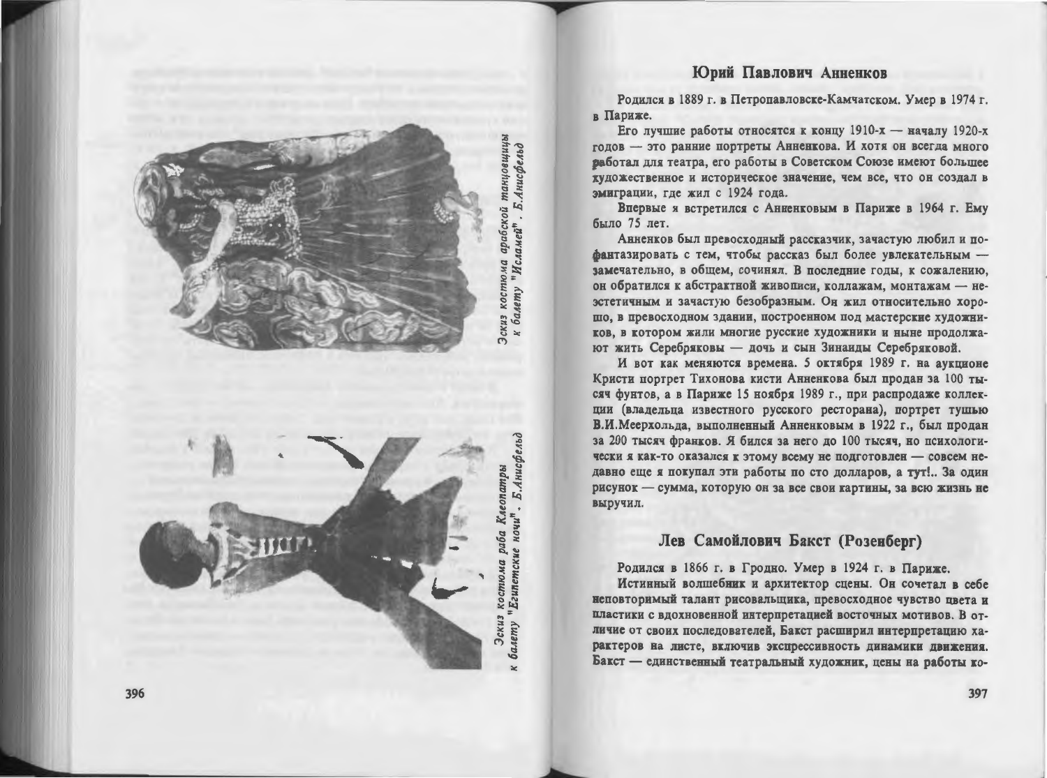Эскиз костюма арабской танцовщицы к балету "Исламей". Б.Анисфельд

Эскиз костюма раба Клеопатры к балету "Египетские ночи". Б.Анисфельд

## Юрий Павлович Анненков

Родился в 1889 г. в Петропавловске-Камчатском. Умер в 1974 г. в Париже.

Его лучшие работы относятся к концу 1910-х — началу 1920-х годов — это ранние портреты Анненкова. И хотя он всегда много работал для театра, его работы в Советском Союзе имеют большее художественное и историческое значение, чем все, что он создал в эмиграции, где жил с 1924 года.

Впервые я встретился с Анненковым в Париже в 1964 г. Ему было 75 лет.

Анненков был превосходный рассказчик, зачастую любил пофантазировать с тем, чтобы рассказ был более увлекательным — замечательно, в общем, сочинял. В последние годы, к сожалению, он обратился к абстрактной живописи, коллажам, монтажам — неэстетичным и зачастую безобразным. Он жил относительно хорошо, в превосходном здании, построенном под мастерские художников, в котором жили многие русские художники и ныне продолжают жить Серебряковы — дочь и сын Зинаиды Серебряковой.

И вот как меняются времена. 5 октября 1989 г. на аукционе Кристи портрет Тихонова кисти Анненкова был продан за 100 тысяч фунтов, а в Париже 15 ноября 1989 г., при распродаже коллекции (владельца известного русского ресторана), портрет тушью В.И.Меерхольда, выполненный Анненковым в 1922 г., был продан за 200 тысяч франков. Я бился за него до 100 тысяч, но психологически я как-то оказался к этому всему не подготовлен — совсем недавно еще я покупал эти работы по сто долларов, а тут!.. За один рисунок — сумма, которую он за все свои картины, за всю жизнь не выручил.

## Лев Самойлович Бакст (Розенберг)

Родился в 1866 г. в Гродно. Умер в 1924 г. в Париже.

Истинный волшебник и архитектор сцены. Он сочетал в себе неповторимый талант рисовальщика, превосходное чувство цвета и пластики с вдохновенной интерпретацией восточных мотивов. В отличие от своих последователей, Бакст расширил интерпретацию характеров на листе, включив экспрессивность динамики движения. Бакст — единственный театральный художник, цены на работы ко-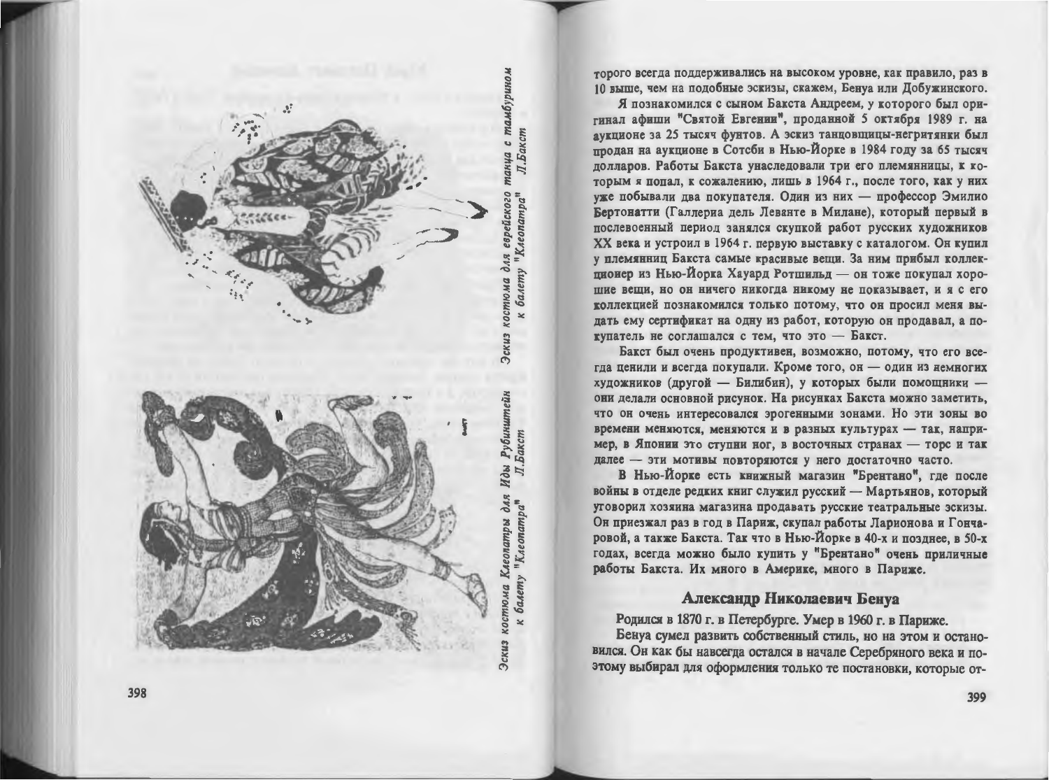Эскиз костюма Клеопатры для Иды Рубинштейн к балету "Клеопатра" Л.Бакст

Эскиз костюма для еврейского танца с тамбурином к балету "Клеопатра" Л.Бакст

торого всегда поддерживались на высоком уровне, как правило, раз в 10 выше, чем на подобные эскизы, скажем, Бенуа или Добужинского.

Я познакомился с сыном Бакста Андреем, у которого был оригинал афиши "Святой Евгении", проданной 5 октября 1989 г. на аукционе за 25 тысяч фунтов. А эскиз танцовщицы-негритянки был продан на аукционе в Сотсби в Нью-Йорке в 1984 году за 65 тысяч долларов. Работы Бакста унаследовали три его племянницы, к которым я попал, к сожалению, лишь в 1964 г., после того, как у них уже побывали два покупателя. Один из них — профессор Эмилио Бертонатти (Галлериа дель Леванте в Милане), который первый в послевоенный период занялся скупкой работ русских художников XX века и устроил в 1964 г. первую выставку с каталогом. Он купил у племянниц Бакста самые красивые вещи. За ним прибыл коллекционер из Нью-Йорка Хауард Ротшильд — он тоже покупал хорошие вещи, но он ничего никогда никому не показывает, и я с его коллекцией познакомился только потому, что он просил меня выдать ему сертификат на одну из работ, которую он продавал, а покупатель не соглашался с тем, что это — Бакст.

Бакст был очень продуктивен, возможно, потому, что его всегда ценили и всегда покупали. Кроме того, он — один из немногих художников (другой — Билибин), у которых были помощники — они делали основной рисунок. На рисунках Бакста можно заметить, что он очень интересовался эрогенными зонами. Но эти зоны во времени меняются, меняются и в разных культурах — так, например, в Японии это ступни ног, в восточных странах — торс и так далее — эти мотивы повторяются у него достаточно часто.

В Нью-Йорке есть книжный магазин "Брентано", где после войны в отделе редких книг служил русский — Мартьянов, который уговорил хозяина магазина продавать русские театральные эскизы. Он приезжал раз в год в Париж, скупал работы Ларионова и Гончаровой, а также Бакста. Так что в Нью-Йорке в 40-х и позднее, в 50-х годах, всегда можно было купить у "Брентано" очень приличные работы Бакста. Их много в Америке, много в Париже.

## Александр Николаевич Бенуа

**Родился в 1870 г. в Петербурге. Умер в 1960 г. в Париже.**

Бенуа сумел развить собственный стиль, но на этом и остановился. Он как бы навсегда остался в начале Серебряного века и поэтому выбирал для оформления только те постановки, которые от-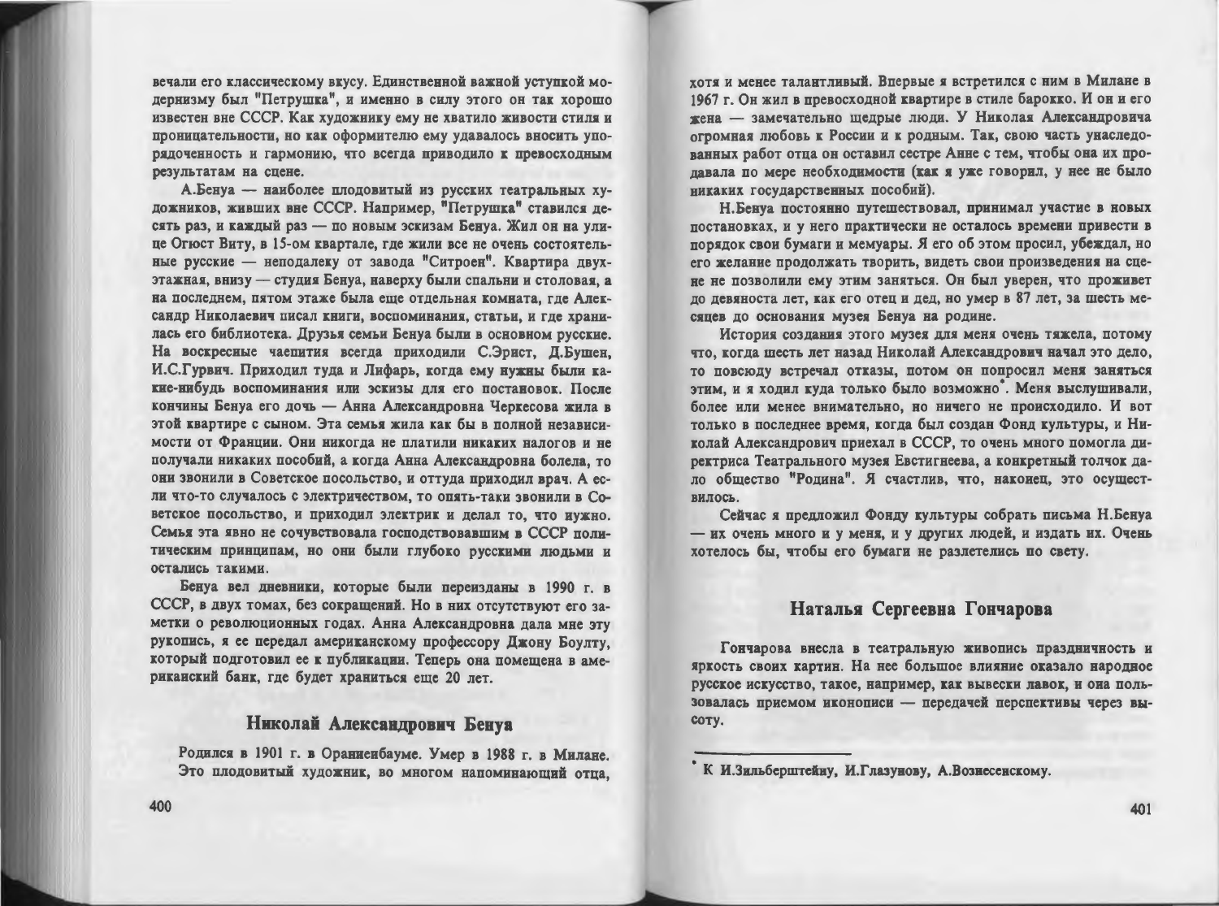вечали его классическому вкусу. Единственной важной уступкой модернизму был "Петрушка", и именно в силу этого он так хорошо известен вне СССР. Как художнику ему не хватило живости стиля и проницательности, но как оформителю ему удавалось вносить упорядоченность и гармонию, что всегда приводило к превосходным результатам на сцене.

А.Бенуа — наиболее плодовитый из русских театральных художников, живших вне СССР. Например, "Петрушка" ставился десять раз, и каждый раз — по новым эскизам Бенуа. Жил он на улице Огюст Виту, в 15-ом квартале, где жили все не очень состоятельные русские — неподалеку от завода "Ситроен". Квартира двухэтажная, внизу — студия Бенуа, наверху были спальни и столовая, а на последнем, пятом этаже была еще отдельная комната, где Александр Николаевич писал книги, воспоминания, статьи, и где хранилась его библиотека. Друзья семьи Бенуа были в основном русские. На воскресные чаепития всегда приходили С.Эрист, Д.Бушен, И.С.Гурвич. Приходил туда и Лифарь, когда ему нужны были какие-нибудь воспоминания или эскизы для его постановок. После кончины Бенуа его дочь — Анна Александровна Черкесова жила в этой квартире с сыном. Эта семья жила как бы в полной независимости от Франции. Они никогда не платили никаких налогов и не получали никаких пособий, а когда Анна Александровна болела, то они звонили в Советское посольство, и оттуда приходил врач. А если что-то случалось с электричеством, то опять-таки звонили в Советское посольство, и приходил электрик и делал то, что нужно. Семья эта явно не сочувствовала господствовавшим в СССР политическим принципам, но они были глубоко русскими людьми и остались такими.

Бенуа вел дневники, которые были переизданы в 1990 г. в СССР, в двух томах, без сокращений. Но в них отсутствуют его заметки о революционных годах. Анна Александровна дала мне эту рукопись, я ее передал американскому профессору Джону Боулту, который подготовил ее к публикации. Теперь она помещена в американский банк, где будет храниться еще 20 лет.

## Николай Александрович Бенуа

Родился в 1901 г. в Ораниенбауме. Умер в 1988 г. в Милане. Это плодовитый художник, во многом напоминающий отца, хотя и менее талантливый. Впервые я встретился с ним в Милане в 1967 г. Он жил в превосходной квартире в стиле барокко. И он и его жена — замечательно щедрые люди. У Николая Александровича огромная любовь к России и к родным. Так, свою часть унаследованных работ отца он оставил сестре Анне с тем, чтобы она их продавала по мере необходимости (как я уже говорил, у нее не было никаких государственных пособий).

Н.Бенуа постоянно путешествовал, принимал участие в новых постановках, и у него практически не осталось времени привести в порядок свои бумаги и мемуары. Я его об этом просил, убеждал, но его желание продолжать творить, видеть свои произведения на сцене не позволили ему этим заняться. Он был уверен, что проживет до девяноста лет, как его отец и дед, но умер в 87 лет, за шесть месяцев до основания музея Бенуа на родине.

История создания этого музея для меня очень тяжела, потому что, когда шесть лет назад Николай Александрович начал это дело, то повсюду встречал отказы, потом он попросил меня заняться этим, и я ходил куда только было возможно*. Меня выслушивали, более или менее внимательно, но ничего не происходило. И вот только в последнее время, когда был создан Фонд культуры, и Николай Александрович приехал в СССР, то очень много помогла директриса Театрального музея Евстигнеева, а конкретный толчок дало общество "Родина". Я счастлив, что, наконец, это осуществилось.

Сейчас я предложил Фонду культуры собрать письма Н.Бенуа — их очень много и у меня, и у других людей, и издать их. Очень хотелось бы, чтобы его бумаги не разлетелись по свету.

## Наталья Сергеевна Гончарова

Гончарова внесла в театральную живопись праздничность и яркость своих картин. На нее большое влияние оказало народное русское искусство, такое, например, как вывески лавок, и она пользовалась приемом иконописи — передачей перспективы через высоту.

---

* К И.Зильберштейну, И.Глазунову, А.Вознесенскому.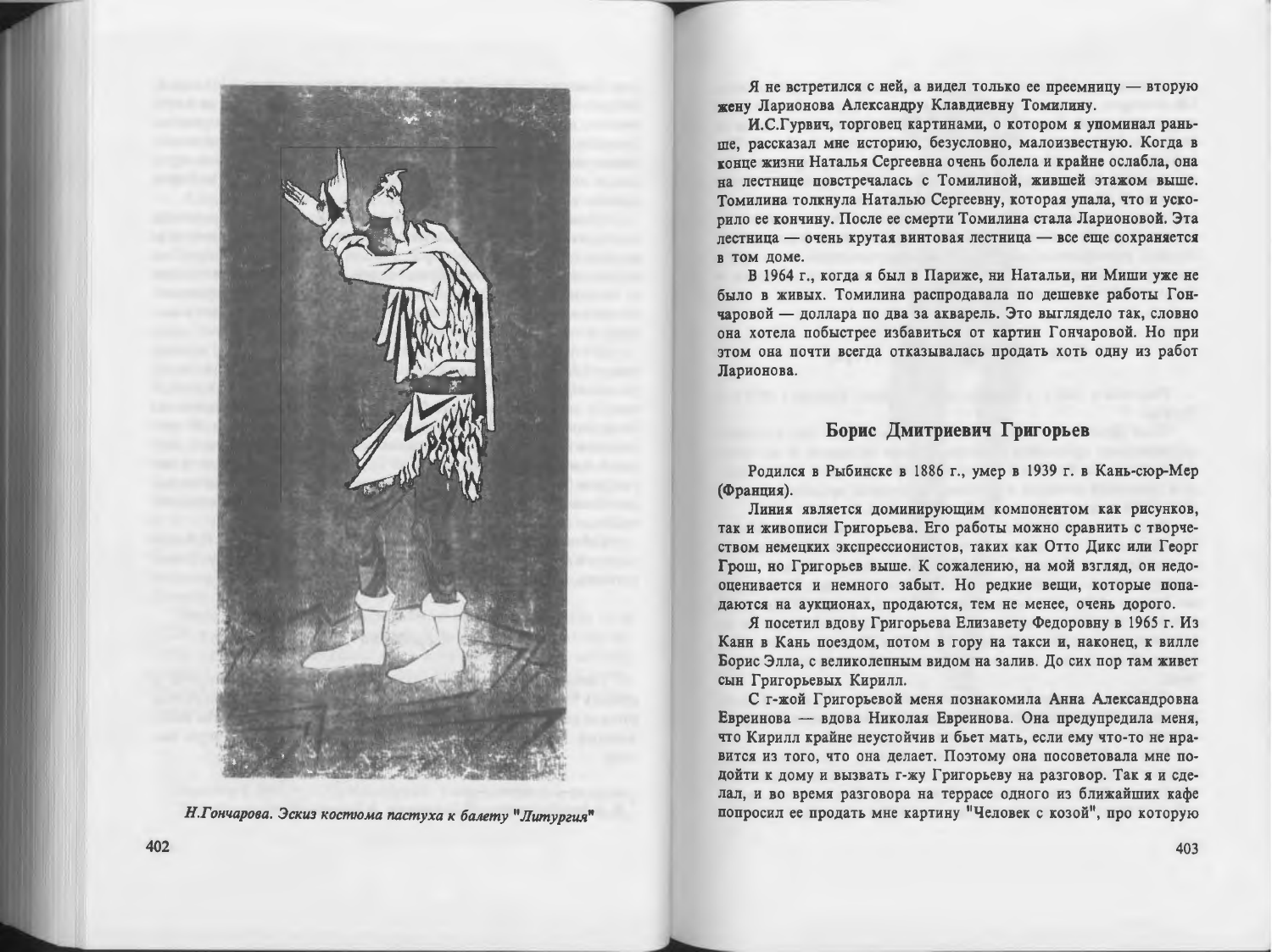Н.Гончарова. Эскиз костюма пастуха к балету "Литургия"

Я не встретился с ней, а видел только ее преемницу — вторую жену Ларионова Александру Клавдиевну Томилину.

И.С.Гурвич, торговец картинами, о котором я упоминал раньше, рассказал мне историю, безусловно, малоизвестную. Когда в конце жизни Наталья Сергеевна очень болела и крайне ослабла, она на лестнице повстречалась с Томилиной, жившей этажом выше. Томилина толкнула Наталью Сергеевну, которая упала, что и ускорило ее кончину. После ее смерти Томилина стала Ларионовой. Эта лестница — очень крутая винтовая лестница — все еще сохраняется в том доме.

В 1964 г., когда я был в Париже, ни Натальи, ни Миши уже не было в живых. Томилина распродавала по дешевке работы Гончаровой — доллара по два за акварель. Это выглядело так, словно она хотела побыстрее избавиться от картин Гончаровой. Но при этом она почти всегда отказывалась продать хоть одну из работ Ларионова.

## Борис Дмитриевич Григорьев

Родился в Рыбинске в 1886 г., умер в 1939 г. в Кань-сюр-Мер (Франция).

Линия является доминирующим компонентом как рисунков, так и живописи Григорьева. Его работы можно сравнить с творчеством немецких экспрессионистов, таких как Отто Дикс или Георг Грош, но Григорьев выше. К сожалению, на мой взгляд, он недооценивается и немного забыт. Но редкие вещи, которые попадаются на аукционах, продаются, тем не менее, очень дорого.

Я посетил вдову Григорьева Елизавету Федоровну в 1965 г. Из Канн в Кань поездом, потом в гору на такси и, наконец, к вилле Борис Элла, с великолепным видом на залив. До сих пор там живет сын Григорьевых Кирилл.

С г-жой Григорьевой меня познакомила Анна Александровна Евреинова — вдова Николая Евреинова. Она предупредила меня, что Кирилл крайне неустойчив и бьет мать, если ему что-то не нравится из того, что она делает. Поэтому она посоветовала мне подойти к дому и вызвать г-жу Григорьеву на разговор. Так я и сделал, и во время разговора на террасе одного из ближайших кафе попросил ее продать мне картину "Человек с козой", про которую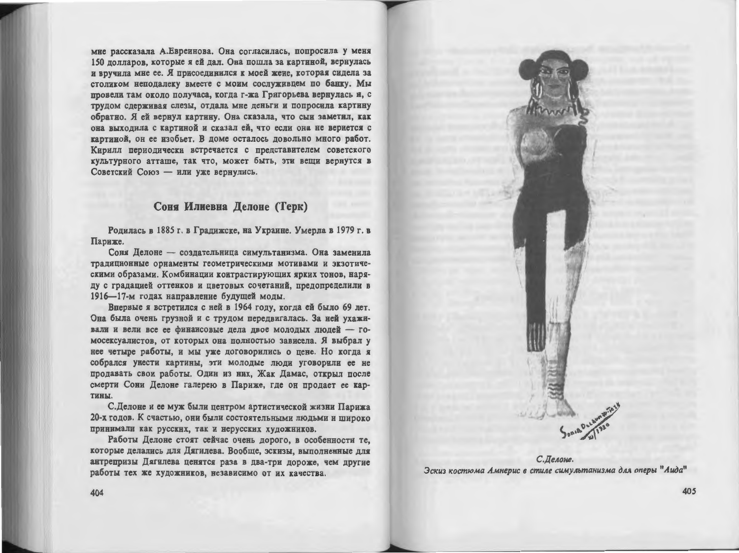мне рассказала А.Евреинова. Она согласилась, попросила у меня 150 долларов, которые я ей дал. Она пошла за картиной, вернулась и вручила мне ее. Я присоединился к моей жене, которая сидела за столиком неподалеку вместе с моим сослуживцем по банку. Мы провели там около получаса, когда г-жа Григорьева вернулась и, с трудом сдерживая слезы, отдала мне деньги и попросила картину обратно. Я ей вернул картину. Она сказала, что сын заметил, как она выходила с картиной и сказал ей, что если она не вернется с картиной, он ее изобьет. В доме осталось довольно много работ. Кирилл периодически встречается с представителем советского культурного атташе, так что, может быть, эти вещи вернутся в Советский Союз — или уже вернулись.

## Соня Илиевна Делоне (Герк)

Родилась в 1885 г. в Градижске, на Украине. Умерла в 1979 г. в Париже.

Соня Делоне — создательница симультанизма. Она заменила традиционные орнаменты геометрическими мотивами и экзотическими образами. Комбинации контрастирующих ярких тонов, наряду с градацией оттенков и цветовых сочетаний, предопределили в 1916—17-м годах направление будущей моды.

Впервые я встретился с ней в 1964 году, когда ей было 69 лет. Она была очень грузной и с трудом передвигалась. За ней ухаживали и вели все ее финансовые дела двое молодых людей — гомосексуалистов, от которых она полностью зависела. Я выбрал у нее четыре работы, и мы уже договорились о цене. Но когда я собрался унести картины, эти молодые люди уговорили ее не продавать свои работы. Один из них, Жак Дамас, открыл после смерти Сони Делоне галерею в Париже, где он продает ее картины.

С.Делоне и ее муж были центром артистической жизни Парижа 20-х годов. К счастью, они были состоятельными людьми и широко принимали как русских, так и нерусских художников.

Работы Делоне стоят сейчас очень дорого, в особенности те, которые делались для Дягилева. Вообще, эскизы, выполненные для антрепризы Дягилева ценятся раза в два-три дороже, чем другие работы тех же художников, независимо от их качества.

*С.Делоне.*
*Эскиз костюма Амнерис в стиле симультанизма для оперы "Аида"*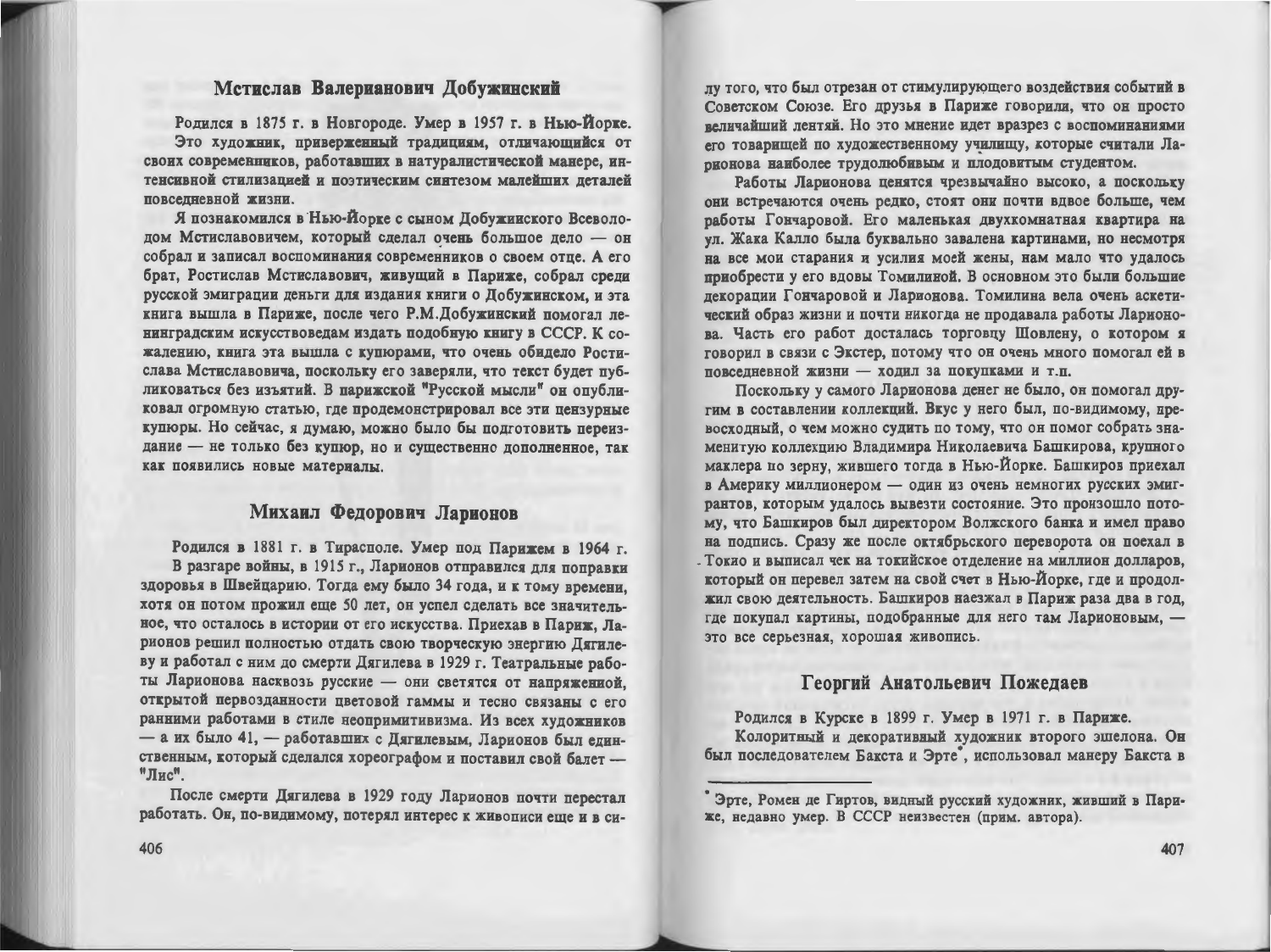## Мстислав Валерианович Добужинский

Родился в 1875 г. в Новгороде. Умер в 1957 г. в Нью-Йорке.

Это художник, приверженный традициям, отличающийся от своих современников, работавших в натуралистической манере, интенсивной стилизацией и поэтическим синтезом малейших деталей повседневной жизни.

Я познакомился в Нью-Йорке с сыном Добужинского Всеволодом Мстиславовичем, который сделал очень большое дело — он собрал и записал воспоминания современников о своем отце. А его брат, Ростислав Мстиславович, живущий в Париже, собрал среди русской эмиграции деньги для издания книги о Добужинском, и эта книга вышла в Париже, после чего Р.М.Добужинский помогал ленинградским искусствоведам издать подобную книгу в СССР. К сожалению, книга эта вышла с купюрами, что очень обидело Ростислава Мстиславовича, поскольку его заверяли, что текст будет публиковаться без изъятий. В парижской "Русской мысли" он опубликовал огромную статью, где продемонстрировал все эти цензурные купюры. Но сейчас, я думаю, можно было бы подготовить переиздание — не только без купюр, но и существенно дополненное, так как появились новые материалы.

## Михаил Федорович Ларионов

Родился в 1881 г. в Тирасполе. Умер под Парижем в 1964 г.

В разгаре войны, в 1915 г., Ларионов отправился для поправки здоровья в Швейцарию. Тогда ему было 34 года, и к тому времени, хотя он потом прожил еще 50 лет, он успел сделать все значительное, что осталось в истории от его искусства. Приехав в Париж, Ларионов решил полностью отдать свою творческую энергию Дягилеву и работал с ним до смерти Дягилева в 1929 г. Театральные работы Ларионова насквозь русские — они светятся от напряженной, открытой первозданности цветовой гаммы и тесно связаны с его ранними работами в стиле неопримитивизма. Из всех художников — а их было 41, — работавших с Дягилевым, Ларионов был единственным, который сделался хореографом и поставил свой балет — "Лис".

После смерти Дягилева в 1929 году Ларионов почти перестал работать. Он, по-видимому, потерял интерес к живописи еще и в силу того, что был отрезан от стимулирующего воздействия событий в Советском Союзе. Его друзья в Париже говорили, что он просто величайший лентяй. Но это мнение идет вразрез с воспоминаниями его товарищей по художественному училищу, которые считали Ларионова наиболее трудолюбивым и плодовитым студентом.

Работы Ларионова ценятся чрезвычайно высоко, а поскольку они встречаются очень редко, стоят они почти вдвое больше, чем работы Гончаровой. Его маленькая двухкомнатная квартира на ул. Жака Калло была буквально завалена картинами, но несмотря на все мои старания и усилия моей жены, нам мало что удалось приобрести у его вдовы Томилиной. В основном это были большие декорации Гончаровой и Ларионова. Томилина вела очень аскетический образ жизни и почти никогда не продавала работы Ларионова. Часть его работ досталась торговцу Шовлену, о котором я говорил в связи с Экстер, потому что он очень много помогал ей в повседневной жизни — ходил за покупками и т.п.

Поскольку у самого Ларионова денег не было, он помогал другим в составлении коллекций. Вкус у него был, по-видимому, превосходный, о чем можно судить по тому, что он помог собрать знаменитую коллекцию Владимира Николаевича Башкирова, крупного маклера по зерну, жившего тогда в Нью-Йорке. Башкиров приехал в Америку миллионером — один из очень немногих русских эмигрантов, которым удалось вывезти состояние. Это произошло потому, что Башкиров был директором Волжского банка и имел право на подпись. Сразу же после октябрьского переворота он поехал в Токио и выписал чек на токийское отделение на миллион долларов, который он перевел затем на свой счет в Нью-Йорке, где и продолжил свою деятельность. Башкиров наезжал в Париж раза два в год, где покупал картины, подобранные для него там Ларионовым, — это все серьезная, хорошая живопись.

## Георгий Анатольевич Пожедаев

Родился в Курске в 1899 г. Умер в 1971 г. в Париже.

Колоритный и декоративный художник второго эшелона. Он был последователем Бакста и Эрте*, использовал манеру Бакста в

---

* Эрте, Ромен де Гиртов, видный русский художник, живший в Париже, недавно умер. В СССР неизвестен (прим. автора).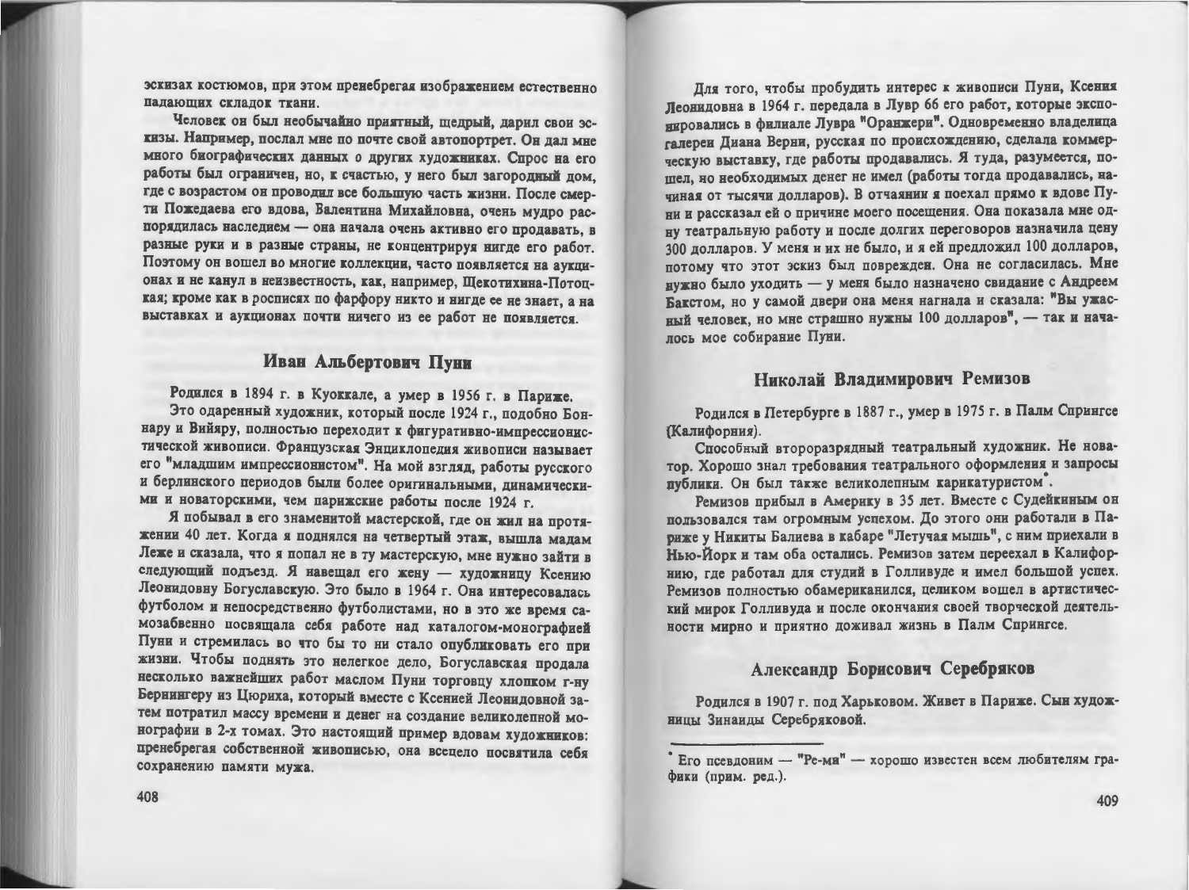эскизах костюмов, при этом пренебрегая изображением естественно падающих складок ткани.

Человек он был необычайно приятный, щедрый, дарил свои эскизы. Например, послал мне по почте свой автопортрет. Он дал мне много биографических данных о других художниках. Спрос на его работы был ограничен, но, к счастью, у него был загородный дом, где с возрастом он проводил все большую часть жизни. После смерти Пожедаева его вдова, Валентина Михайловна, очень мудро распорядилась наследием — она начала очень активно его продавать, в разные руки и в разные страны, не концентрируя нигде его работ. Поэтому он вошел во многие коллекции, часто появляется на аукционах и не канул в неизвестность, как, например, Щекотихина-Потоцкая; кроме как в росписях по фарфору никто и нигде ее не знает, а на выставках и аукционах почти ничего из ее работ не появляется.

## Иван Альбертович Пуни

Родился в 1894 г. в Куоккале, а умер в 1956 г. в Париже.

Это одаренный художник, который после 1924 г., подобно Боннару и Вийяру, полностью переходит к фигуративно-импрессионистической живописи. Французская Энциклопедия живописи называет его "младшим импрессионистом". На мой взгляд, работы русского и берлинского периодов были более оригинальными, динамическими и новаторскими, чем парижские работы после 1924 г.

Я побывал в его знаменитой мастерской, где он жил на протяжении 40 лет. Когда я поднялся на четвертый этаж, вышла мадам Леже и сказала, что я попал не в ту мастерскую, мне нужно зайти в следующий подъезд. Я навещал его жену — художницу Ксению Леонидовну Богуславскую. Это было в 1964 г. Она интересовалась футболом и непосредственно футболистами, но в это же время самозабвенно посвящала себя работе над каталогом-монографией Пуни и стремилась во что бы то ни стало опубликовать его при жизни. Чтобы поднять это нелегкое дело, Богуславская продала несколько важнейших работ маслом Пуни торговцу хлопком г-ну Бернингеру из Цюриха, который вместе с Ксенией Леонидовной затем потратил массу времени и денег на создание великолепной монографии в 2-х томах. Это настоящий пример вдовам художников: пренебрегая собственной живописью, она всецело посвятила себя сохранению памяти мужа.

Для того, чтобы пробудить интерес к живописи Пуни, Ксения Леонидовна в 1964 г. передала в Лувр 66 его работ, которые экспонировались в филиале Лувра "Оранжери". Одновременно владелица галереи Диана Верни, русская по происхождению, сделала коммерческую выставку, где работы продавались. Я туда, разумеется, пошел, но необходимых денег не имел (работы тогда продавались, начиная от тысячи долларов). В отчаянии я поехал прямо к вдове Пуни и рассказал ей о причине моего посещения. Она показала мне одну театральную работу и после долгих переговоров назначила цену 300 долларов. У меня и их не было, и я ей предложил 100 долларов, потому что этот эскиз был поврежден. Она не согласилась. Мне нужно было уходить — у меня было назначено свидание с Андреем Бакстом, но у самой двери она меня нагнала и сказала: "Вы ужасный человек, но мне страшно нужны 100 долларов", — так и началось мое собирание Пуни.

## Николай Владимирович Ремизов

Родился в Петербурге в 1887 г., умер в 1975 г. в Палм Спрингсе (Калифорния).

Способный второразрядный театральный художник. Не новатор. Хорошо знал требования театрального оформления и запросы публики. Он был также великолепным карикатуристом*.

Ремизов прибыл в Америку в 35 лет. Вместе с Судейкиным он пользовался там огромным успехом. До этого они работали в Париже у Никиты Балиева в кабаре "Летучая мышь", с ним приехали в Нью-Йорк и там оба остались. Ремизов затем переехал в Калифорнию, где работал для студий в Голливуде и имел большой успех. Ремизов полностью обамериканился, целиком вошел в артистический мирок Голливуда и после окончания своей творческой деятельности мирно и приятно доживал жизнь в Палм Спрингсе.

## Александр Борисович Серебряков

Родился в 1907 г. под Харьковом. Живет в Париже. Сын художницы Зинаиды Серебряковой.

---

* Его псевдоним — "Ре-ми" — хорошо известен всем любителям графики (прим. ред.).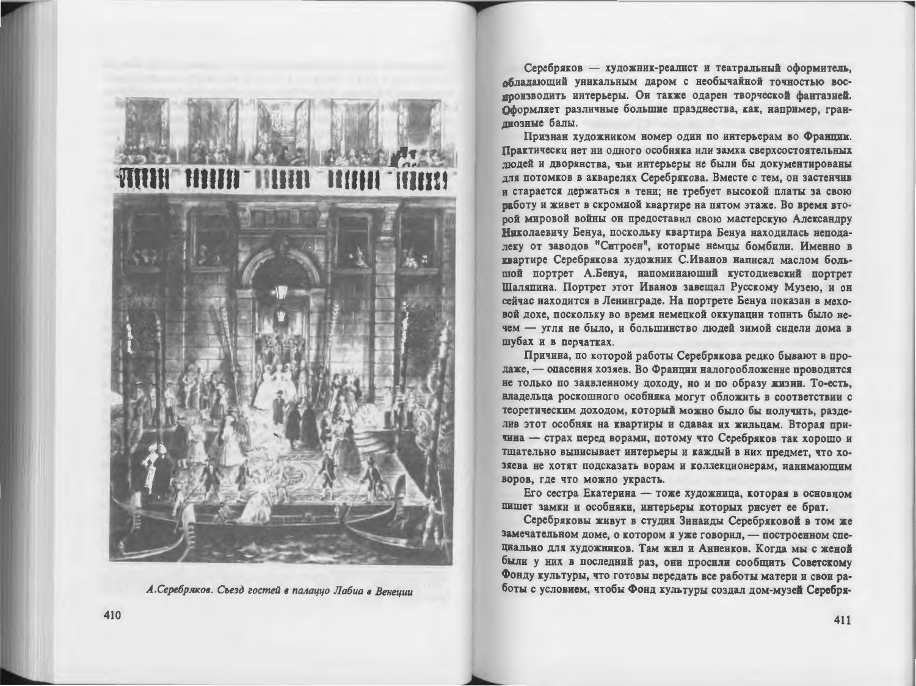А.Серебряков. Съезд гостей в палаццо Лабиа в Венеции

Серебряков — художник-реалист и театральный оформитель, обладающий уникальным даром с необычайной точностью воспроизводить интерьеры. Он также одарен творческой фантазией. Оформляет различные большие празднества, как, например, грандиозные балы.

Признан художником номер один по интерьерам во Франции. Практически нет ни одного особняка или замка сверхсостоятельных людей и дворянства, чьи интерьеры не были бы документированы для потомков в акварелях Серебрякова. Вместе с тем, он застенчив и старается держаться в тени; не требует высокой платы за свою работу и живет в скромной квартире на пятом этаже. Во время второй мировой войны он предоставил свою мастерскую Александру Николаевичу Бенуа, поскольку квартира Бенуа находилась неподалеку от заводов "Ситроен", которые немцы бомбили. Именно в квартире Серебрякова художник С.Иванов написал маслом большой портрет А.Бенуа, напоминающий кустодиевский портрет Шаляпина. Портрет этот Иванов завещал Русскому Музею, и он сейчас находится в Ленинграде. На портрете Бенуа показан в меховой дохе, поскольку во время немецкой оккупации топить было нечем — угля не было, и большинство людей зимой сидели дома в шубах и в перчатках.

Причина, по которой работы Серебрякова редко бывают в продаже, — опасения хозяев. Во Франции налогообложение проводится не только по заявленному доходу, но и по образу жизни. То-есть, владельца роскошного особняка могут обложить в соответствии с теоретическим доходом, который можно было бы получить, разделив этот особняк на квартиры и сдавая их жильцам. Вторая причина — страх перед ворами, потому что Серебряков так хорошо и тщательно выписывает интерьеры и каждый в них предмет, что хозяева не хотят подсказать ворам и коллекционерам, нанимающим воров, где что можно украсть.

Его сестра Екатерина — тоже художница, которая в основном пишет замки и особняки, интерьеры которых рисует ее брат.

Серебряковы живут в студии Зинаиды Серебряковой в том же замечательном доме, о котором я уже говорил, — построенном специально для художников. Там жил и Анненков. Когда мы с женой были у них в последний раз, они просили сообщить Советскому Фонду культуры, что готовы передать все работы матери и свои работы с условием, чтобы Фонд культуры создал дом-музей Серебря-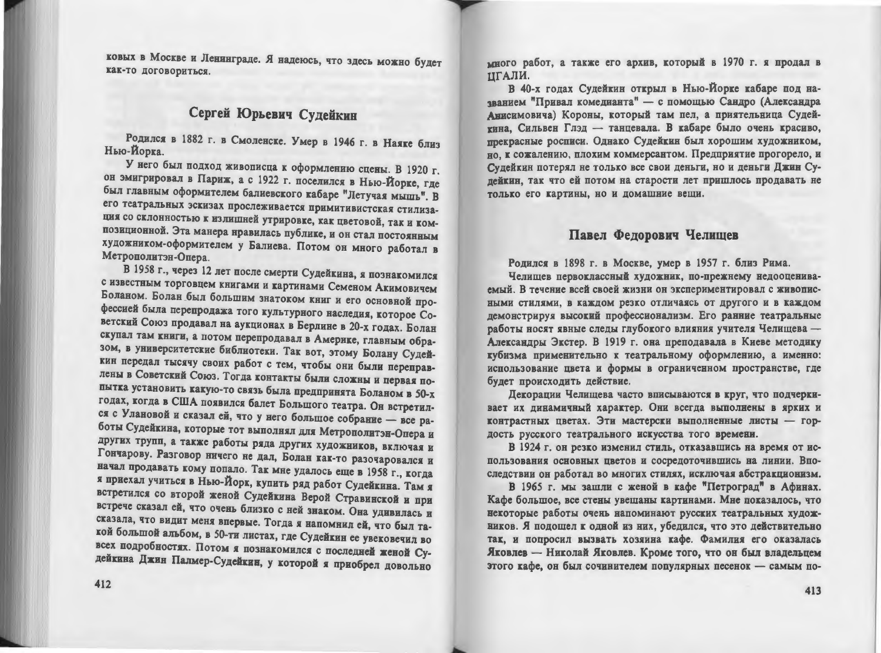ковых в Москве и Ленинграде. Я надеюсь, что здесь можно будет как-то договориться.

## Сергей Юрьевич Судейкин

Родился в 1882 г. в Смоленске. Умер в 1946 г. в Наяке близ Нью-Йорка.

У него был подход живописца к оформлению сцены. В 1920 г. он эмигрировал в Париж, а с 1922 г. поселился в Нью-Йорке, где был главным оформителем балиевского кабаре "Летучая мышь". В его театральных эскизах прослеживается примитивистская стилизация со склонностью к излишней утрировке, как цветовой, так и композиционной. Эта манера нравилась публике, и он стал постоянным художником-оформителем у Балиева. Потом он много работал в Метрополитэн-Опера.

В 1958 г., через 12 лет после смерти Судейкина, я познакомился с известным торговцем книгами и картинами Семеном Акимовичем Боланом. Болан был большим знатоком книг и его основной профессией была перепродажа того культурного наследия, которое Советский Союз продавал на аукционах в Берлине в 20-х годах. Болан скупал там книги, а потом перепродавал в Америке, главным образом, в университетские библиотеки. Так вот, этому Болану Судейкин передал тысячу своих работ с тем, чтобы они были переправлены в Советский Союз. Тогда контакты были сложны и первая попытка установить какую-то связь была предпринята Боланом в 50-х годах, когда в США появился балет Большого театра. Он встретился с Улановой и сказал ей, что у него большое собрание — все работы Судейкина, которые тот выполнял для Метрополитэн-Опера и других трупп, а также работы ряда других художников, включая и Гончарову. Разговор ничего не дал, Болан как-то разочаровался и начал продавать кому попало. Так мне удалось еще в 1958 г., когда я приехал учиться в Нью-Йорк, купить ряд работ Судейкина. Там я встретился со второй женой Судейкина Верой Стравинской и при встрече сказал ей, что очень близко с ней знаком. Она удивилась и сказала, что видит меня впервые. Тогда я напомнил ей, что был такой большой альбом, в 50-ти листах, где Судейкин ее увековечил во всех подробностях. Потом я познакомился с последней женой Судейкина Джин Палмер-Судейкин, у которой я приобрел довольно много работ, а также его архив, который в 1970 г. я продал в ЦГАЛИ.

В 40-х годах Судейкин открыл в Нью-Йорке кабаре под названием "Привал комедианта" — с помощью Сандро (Александра Анисимовича) Короны, который там пел, а приятельница Судейкина, Сильвен Глэд — танцевала. В кабаре было очень красиво, прекрасные росписи. Однако Судейкин был хорошим художником, но, к сожалению, плохим коммерсантом. Предприятие прогорело, и Судейкин потерял не только все свои деньги, но и деньги Джин Судейкин, так что ей потом на старости лет пришлось продавать не только его картины, но и домашние вещи.

## Павел Федорович Челищев

Родился в 1898 г. в Москве, умер в 1957 г. близ Рима.

Челищев первоклассный художник, по-прежнему недооцениваемый. В течение всей своей жизни он экспериментировал с живописными стилями, в каждом резко отличаясь от другого и в каждом демонстрируя высокий профессионализм. Его ранние театральные работы носят явные следы глубокого влияния учителя Челищева — Александры Экстер. В 1919 г. она преподавала в Киеве методику кубизма применительно к театральному оформлению, а именно: использование цвета и формы в ограниченном пространстве, где будет происходить действие.

Декорации Челищева часто вписываются в круг, что подчеркивает их динамичный характер. Они всегда выполнены в ярких и контрастных цветах. Эти мастерски выполненные листы — гордость русского театрального искусства того времени.

В 1924 г. он резко изменил стиль, отказавшись на время от использования основных цветов и сосредоточившись на линии. Впоследствии он работал во многих стилях, исключая абстракционизм.

В 1965 г. мы зашли с женой в кафе "Петроград" в Афинах. Кафе большое, все стены увешаны картинами. Мне показалось, что некоторые работы очень напоминают русских театральных художников. Я подошел к одной из них, убедился, что это действительно так, и попросил вызвать хозяина кафе. Фамилия его оказалась Яковлев — Николай Яковлев. Кроме того, что он был владельцем этого кафе, он был сочинителем популярных песенок — самым по-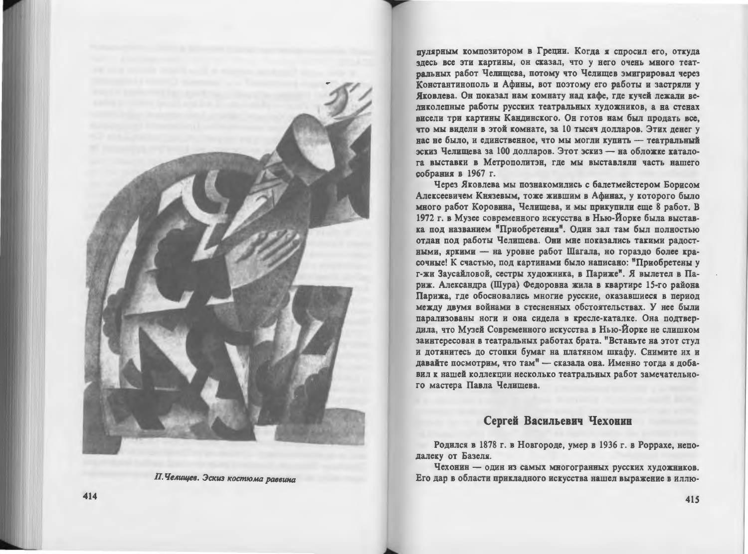П.Челищев. Эскиз костюма раввина

пулярным композитором в Греции. Когда я спросил его, откуда здесь все эти картины, он сказал, что у него очень много театральных работ Челищева, потому что Челищев эмигрировал через Константинополь и Афины, вот поэтому его работы и застряли у Яковлева. Он показал нам комнату над кафе, где кучей лежали великолепные работы русских театральных художников, а на стенах висели три картины Кандинского. Он готов нам был продать все, что мы видели в этой комнате, за 10 тысяч долларов. Этих денег у нас не было, и единственное, что мы могли купить — театральный эскиз Челищева за 100 долларов. Этот эскиз — на обложке каталога выставки в Метрополитэн, где мы выставляли часть нашего собрания в 1967 г.

Через Яковлева мы познакомились с балетмейстером Борисом Алексеевичем Князевым, тоже жившим в Афинах, у которого было много работ Коровина, Челищева, и мы прикупили еще 8 работ. В 1972 г. в Музее современного искусства в Нью-Йорке была выставка под названием "Приобретения". Один зал там был полностью отдан под работы Челищева. Они мне показались такими радостными, яркими — на уровне работ Шагала, но гораздо более красочные! К счастью, под картинами было написано: "Приобретены у г-жи Заусайловой, сестры художника, в Париже". Я вылетел в Париж. Александра (Шура) Федоровна жила в квартире 15-го района Парижа, где обосновались многие русские, оказавшиеся в период между двумя войнами в стесненных обстоятельствах. У нее были парализованы ноги и она сидела в кресле-каталке. Она подтвердила, что Музей Современного искусства в Нью-Йорке не слишком заинтересован в театральных работах брата. "Встаньте на этот стул и дотянитесь до стопки бумаг на платяном шкафу. Снимите их и давайте посмотрим, что там" — сказала она. Именно тогда я добавил к нашей коллекции несколько театральных работ замечательного мастера Павла Челищева.

## Сергей Васильевич Чехонин

Родился в 1878 г. в Новгороде, умер в 1936 г. в Роррахе, неподалеку от Базеля.

Чехонин — один из самых многогранных русских художников. Его дар в области прикладного искусства нашел выражение в иллю-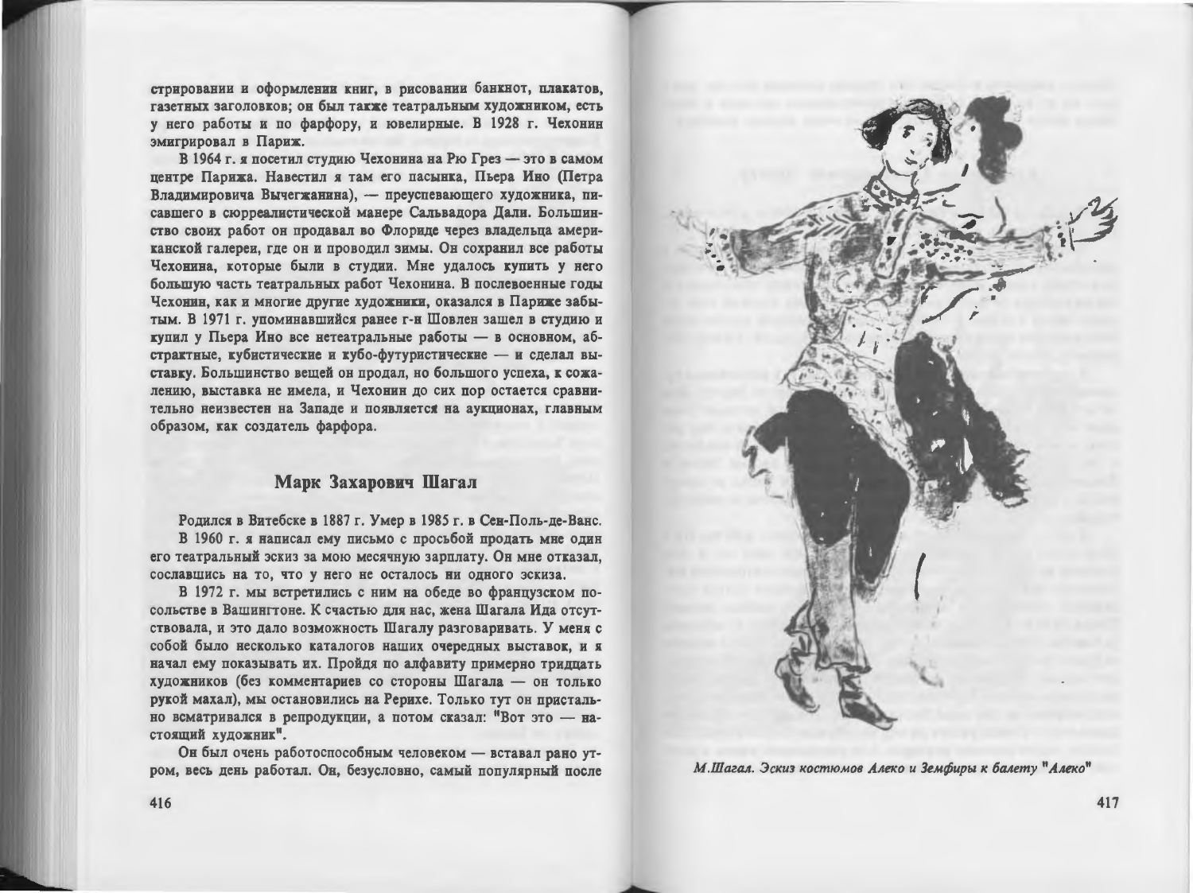стрировании и оформлении книг, в рисовании банкнот, плакатов, газетных заголовков; он был также театральным художником, есть у него работы и по фарфору, и ювелирные. В 1928 г. Чехонин эмигрировал в Париж.

В 1964 г. я посетил студию Чехонина на Рю Грез — это в самом центре Парижа. Навестил я там его пасынка, Пьера Ино (Петра Владимировича Вычегжанина), — преуспевающего художника, писавшего в сюрреалистической манере Сальвадора Дали. Большинство своих работ он продавал во Флориде через владельца американской галереи, где он и проводил зимы. Он сохранил все работы Чехонина, которые были в студии. Мне удалось купить у него большую часть театральных работ Чехонина. В послевоенные годы Чехонин, как и многие другие художники, оказался в Париже забытым. В 1971 г. упоминавшийся ранее г-н Шовлен зашел в студию и купил у Пьера Ино все нетеатральные работы — в основном, абстрактные, кубистические и кубо-футуристические — и сделал выставку. Большинство вещей он продал, но большого успеха, к сожалению, выставка не имела, и Чехонин до сих пор остается сравнительно неизвестен на Западе и появляется на аукционах, главным образом, как создатель фарфора.

## Марк Захарович Шагал

Родился в Витебске в 1887 г. Умер в 1985 г. в Сен-Поль-де-Ванс.

В 1960 г. я написал ему письмо с просьбой продать мне один его театральный эскиз за мою месячную зарплату. Он мне отказал, сославшись на то, что у него не осталось ни одного эскиза.

В 1972 г. мы встретились с ним на обеде во французском посольстве в Вашингтоне. К счастью для нас, жена Шагала Ида отсутствовала, и это дало возможность Шагалу разговаривать. У меня с собой было несколько каталогов наших очередных выставок, и я начал ему показывать их. Пройдя по алфавиту примерно тридцать художников (без комментариев со стороны Шагала — он только рукой махал), мы остановились на Рерихе. Только тут он пристально всматривался в репродукции, а потом сказал: "Вот это — настоящий художник".

Он был очень работоспособным человеком — вставал рано утром, весь день работал. Он, безусловно, самый популярный после

*М.Шагал. Эскиз костюмов Алеко и Земфиры к балету "Алеко"*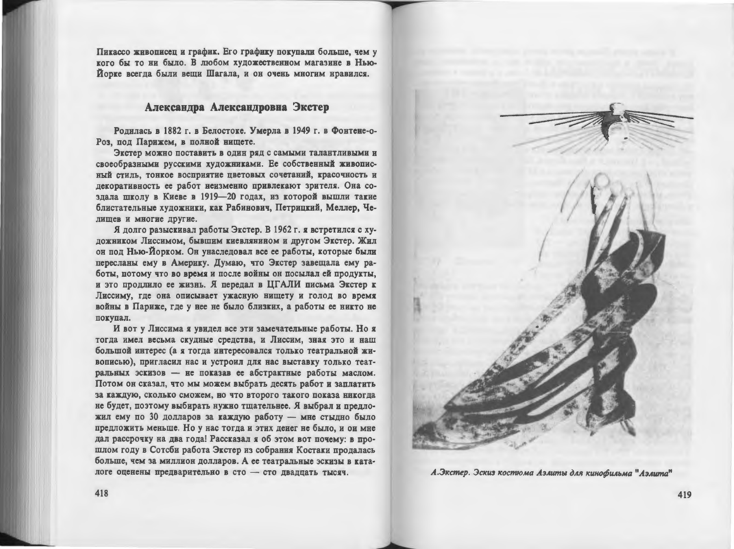Пикассо живописец и график. Его графику покупали больше, чем у кого бы то ни было. В любом художественном магазине в Нью-Йорке всегда были вещи Шагала, и он очень многим нравился.

## Александра Александровна Экстер

Родилась в 1882 г. в Белостоке. Умерла в 1949 г. в Фонтене-о-Роз, под Парижем, в полной нищете.

Экстер можно поставить в один ряд с самыми талантливыми и своеобразными русскими художниками. Ее собственный живописный стиль, тонкое восприятие цветовых сочетаний, красочность и декоративность ее работ неизменно привлекают зрителя. Она создала школу в Киеве в 1919—20 годах, из которой вышли такие блистательные художники, как Рабинович, Петрицкий, Меллер, Челищев и многие другие.

Я долго разыскивал работы Экстер. В 1962 г. я встретился с художником Лиссимом, бывшим киевлянином и другом Экстер. Жил он под Нью-Йорком. Он унаследовал все ее работы, которые были пересланы ему в Америку. Думаю, что Экстер завещала ему работы, потому что во время и после войны он посылал ей продукты, и это продлило ее жизнь. Я передал в ЦГАЛИ письма Экстер к Лиссиму, где она описывает ужасную нищету и голод во время войны в Париже, где у нее не было близких, а работы ее никто не покупал.

И вот у Лиссима я увидел все эти замечательные работы. Но я тогда имел весьма скудные средства, и Лиссим, зная это и наш большой интерес (а я тогда интересовался только театральной живописью), пригласил нас и устроил для нас выставку только театральных эскизов — не показав ее абстрактные работы маслом. Потом он сказал, что мы можем выбрать десять работ и заплатить за каждую, сколько сможем, но что второго такого показа никогда не будет, поэтому выбирать нужно тщательнее. Я выбрал и предложил ему по 30 долларов за каждую работу — мне стыдно было предложить меньше. Но у нас тогда и этих денег не было, и он мне дал рассрочку на два года! Рассказал я об этом вот почему: в прошлом году в Сотсби работа Экстер из собрания Костаки продалась больше, чем за миллион долларов. А ее театральные эскизы в каталоге оценены предварительно в сто — сто двадцать тысяч.

*А.Экстер. Эскиз костюма Аэлиты для кинофильма "Аэлита"*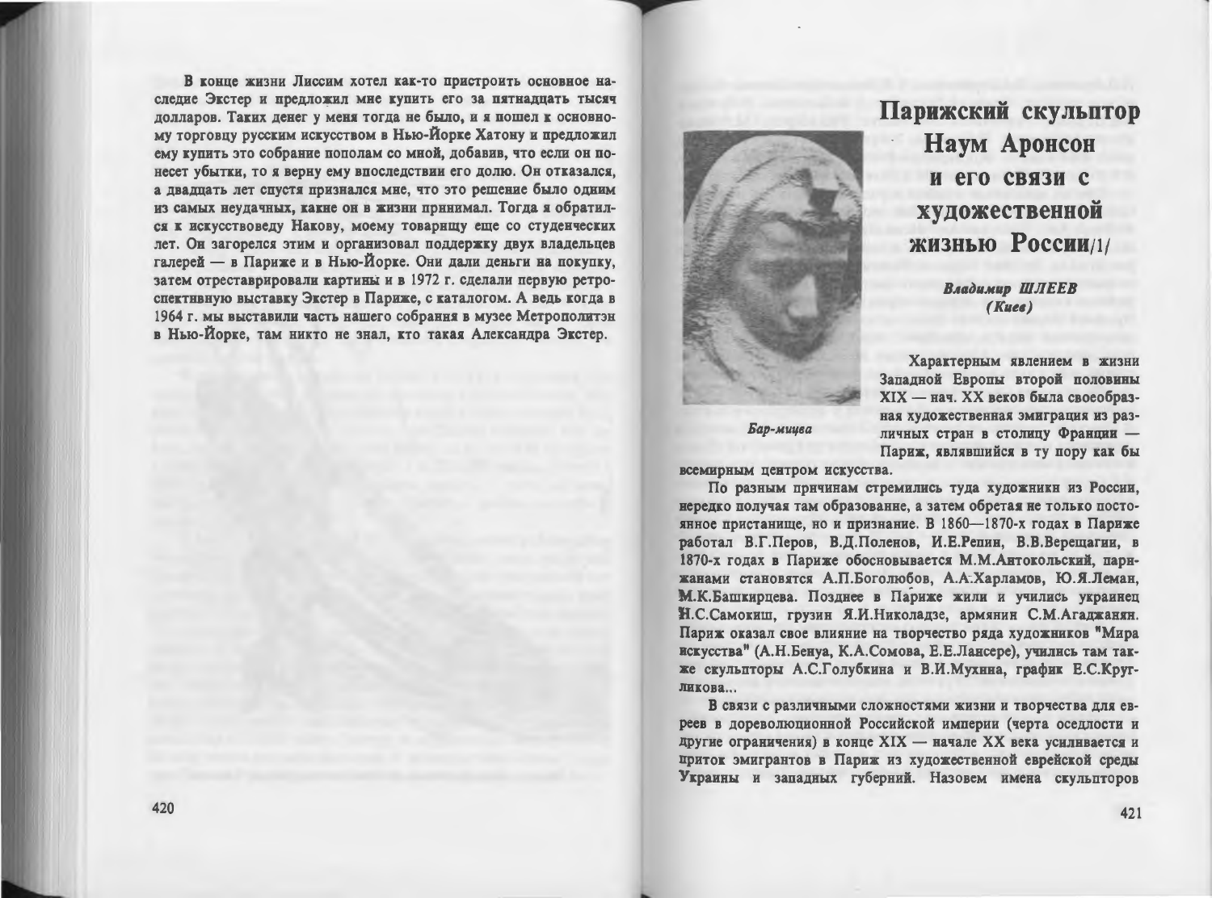В конце жизни Лиссим хотел как-то пристроить основное наследие Экстер и предложил мне купить его за пятнадцать тысяч долларов. Таких денег у меня тогда не было, и я пошел к основному торговцу русским искусством в Нью-Йорке Хатону и предложил ему купить это собрание пополам со мной, добавив, что если он понесет убытки, то я верну ему впоследствии его долю. Он отказался, а двадцать лет спустя признался мне, что это решение было одним из самых неудачных, какие он в жизни принимал. Тогда я обратился к искусствоведу Накову, моему товарищу еще со студенческих лет. Он загорелся этим и организовал поддержку двух владельцев галерей — в Париже и в Нью-Йорке. Они дали деньги на покупку, затем отреставрировали картины и в 1972 г. сделали первую ретроспективную выставку Экстер в Париже, с каталогом. А ведь когда в 1964 г. мы выставили часть нашего собрания в музее Метрополитэн в Нью-Йорке, там никто не знал, кто такая Александра Экстер.

# Парижский скульптор Наум Аронсон и его связи с художественной жизнью России/1/

***Владимир ШЛЕЕВ (Киев)***

*Бар-мицва*

Характерным явлением в жизни Западной Европы второй половины XIX — нач. XX веков была своеобразная художественная эмиграция из различных стран в столицу Франции — Париж, являвшийся в ту пору как бы всемирным центром искусства.

По разным причинам стремились туда художники из России, нередко получая там образование, а затем обретая не только постоянное пристанище, но и признание. В 1860—1870-х годах в Париже работал В.Г.Перов, В.Д.Поленов, И.Е.Репин, В.В.Верещагин, в 1870-х годах в Париже обосновывается М.М.Антокольский, парижанами становятся А.П.Боголюбов, А.А.Харламов, Ю.Я.Леман, М.К.Башкирцева. Позднее в Париже жили и учились украинец Н.С.Самокиш, грузин Я.И.Николадзе, армянин С.М.Агаджанян. Париж оказал свое влияние на творчество ряда художников "Мира искусства" (А.Н.Бенуа, К.А.Сомова, Е.Е.Лансере), учились там также скульпторы А.С.Голубкина и В.И.Мухина, график Е.С.Кругликова...

В связи с различными сложностями жизни и творчества для евреев в дореволюционной Российской империи (черта оседлости и другие ограничения) в конце XIX — начале XX века усиливается и приток эмигрантов в Париж из художественной еврейской среды Украины и западных губерний. Назовем имена скульпторов